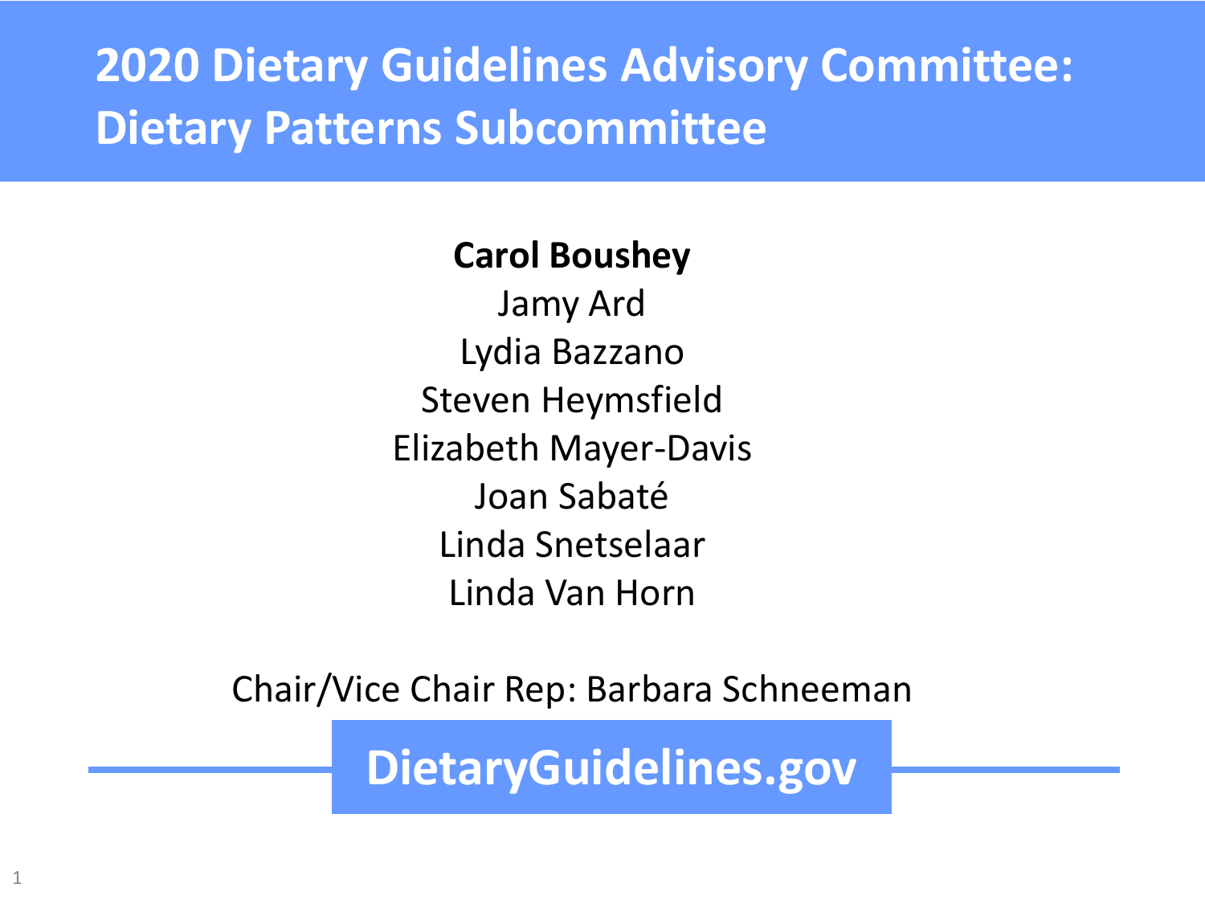# 2020 Dietary Guidelines Advisory Committee: Dietary Patterns Subcommittee

**Carol Boushey**

Jamy Ard

Lydia Bazzano

Steven Heymsfield

Elizabeth Mayer-Davis

Joan Sabaté

Linda Snetselaar

Linda Van Horn

Chair/Vice Chair Rep: Barbara Schneeman

**DietaryGuidelines.gov**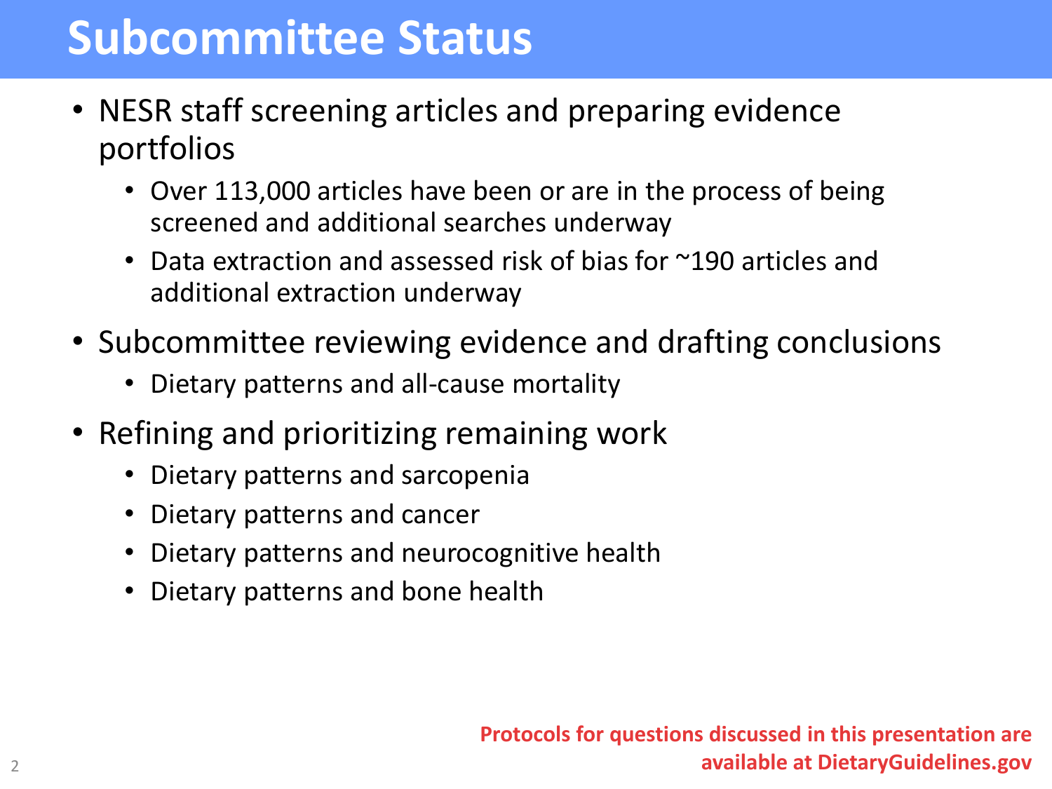# Subcommittee Status

- NESR staff screening articles and preparing evidence portfolios
  - Over 113,000 articles have been or are in the process of being screened and additional searches underway
  - Data extraction and assessed risk of bias for ~190 articles and additional extraction underway
- Subcommittee reviewing evidence and drafting conclusions
  - Dietary patterns and all-cause mortality
- Refining and prioritizing remaining work
  - Dietary patterns and sarcopenia
  - Dietary patterns and cancer
  - Dietary patterns and neurocognitive health
  - Dietary patterns and bone health

**Protocols for questions discussed in this presentation are available at DietaryGuidelines.gov**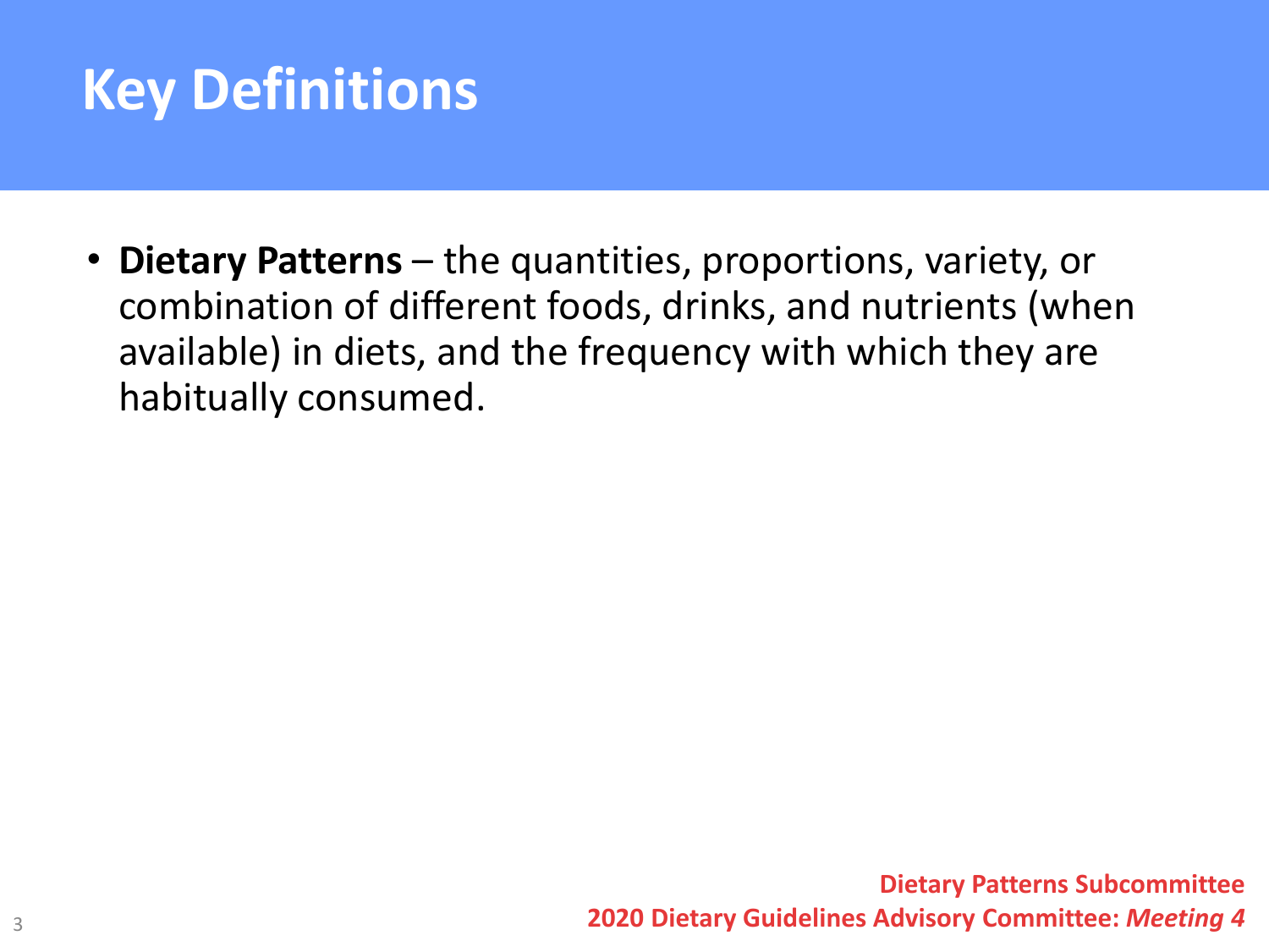# Key Definitions

- **Dietary Patterns** – the quantities, proportions, variety, or combination of different foods, drinks, and nutrients (when available) in diets, and the frequency with which they are habitually consumed.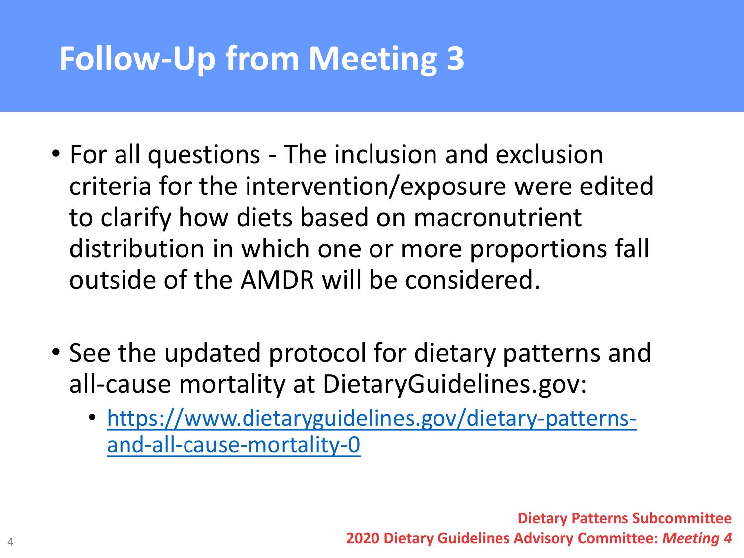# Follow-Up from Meeting 3

- For all questions - The inclusion and exclusion criteria for the intervention/exposure were edited to clarify how diets based on macronutrient distribution in which one or more proportions fall outside of the AMDR will be considered.

- See the updated protocol for dietary patterns and all-cause mortality at DietaryGuidelines.gov:
  - https://www.dietaryguidelines.gov/dietary-patterns-and-all-cause-mortality-0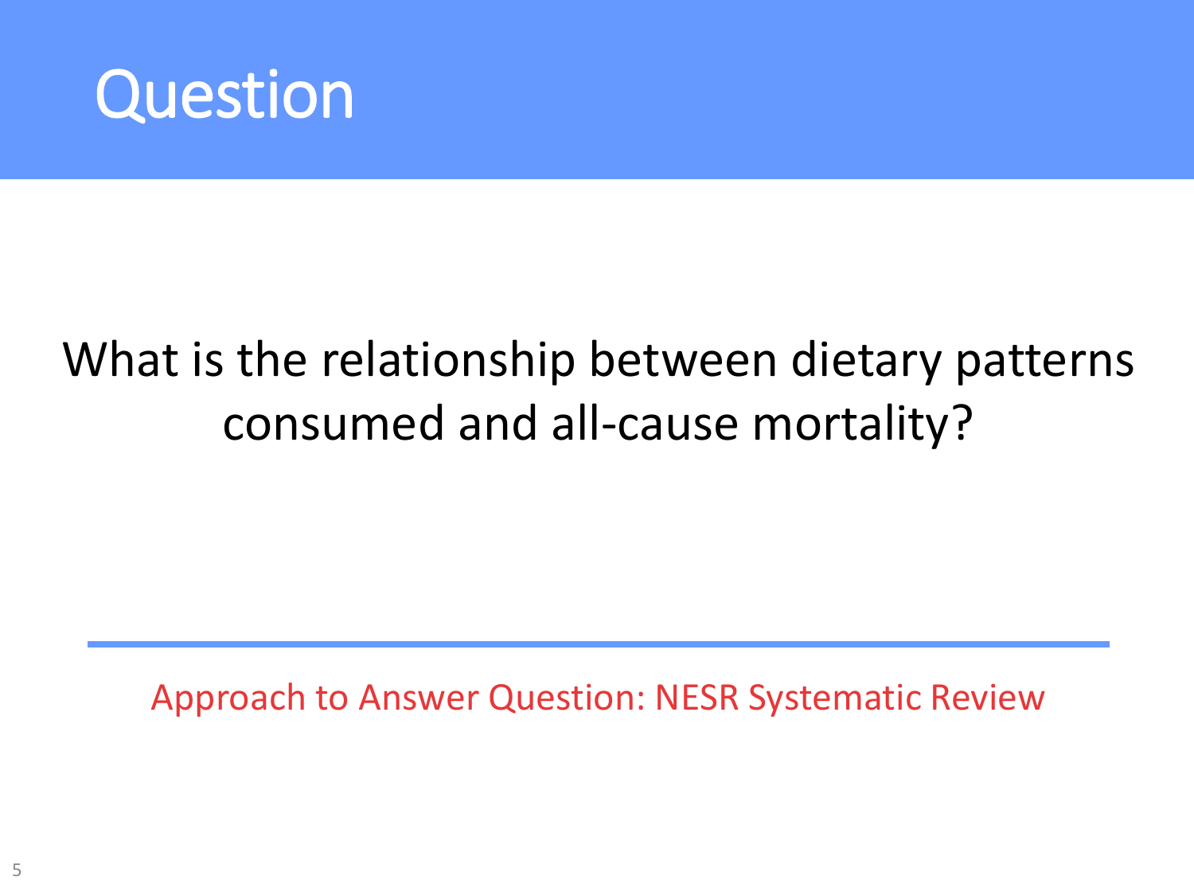# Question

What is the relationship between dietary patterns consumed and all-cause mortality?

---

Approach to Answer Question: NESR Systematic Review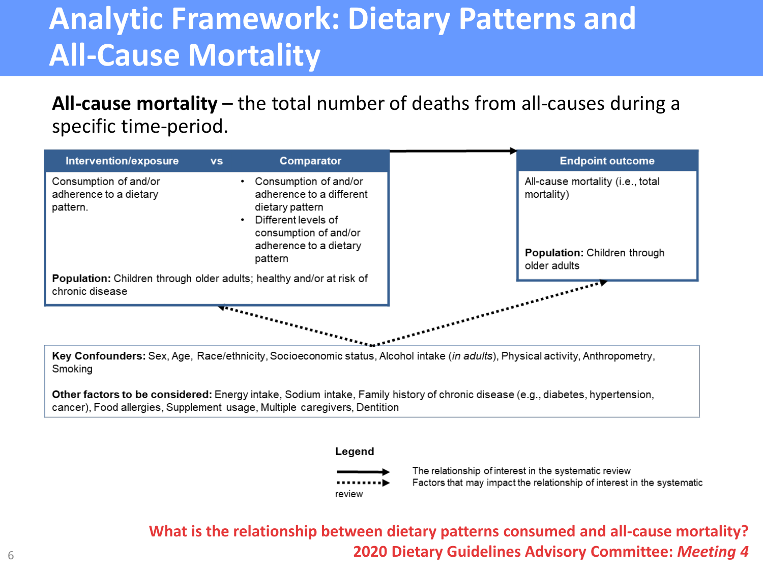# Analytic Framework: Dietary Patterns and All-Cause Mortality

**All-cause mortality** – the total number of deaths from all-causes during a specific time-period.

| Intervention/exposure | vs | Comparator |
|---|---|---|
| Consumption of and/or adherence to a dietary pattern. | | • Consumption of and/or adherence to a different dietary pattern<br>• Different levels of consumption of and/or adherence to a dietary pattern |

**Population:** Children through older adults; healthy and/or at risk of chronic disease

| Endpoint outcome |
|---|
| All-cause mortality (i.e., total mortality)<br><br>**Population:** Children through older adults |

**Key Confounders:** Sex, Age, Race/ethnicity, Socioeconomic status, Alcohol intake (*in adults*), Physical activity, Anthropometry, Smoking

**Other factors to be considered:** Energy intake, Sodium intake, Family history of chronic disease (e.g., diabetes, hypertension, cancer), Food allergies, Supplement usage, Multiple caregivers, Dentition

**Legend**

- Solid arrow: The relationship of interest in the systematic review
- Dotted arrow: Factors that may impact the relationship of interest in the systematic review

**What is the relationship between dietary patterns consumed and all-cause mortality?**

**2020 Dietary Guidelines Advisory Committee: *Meeting 4***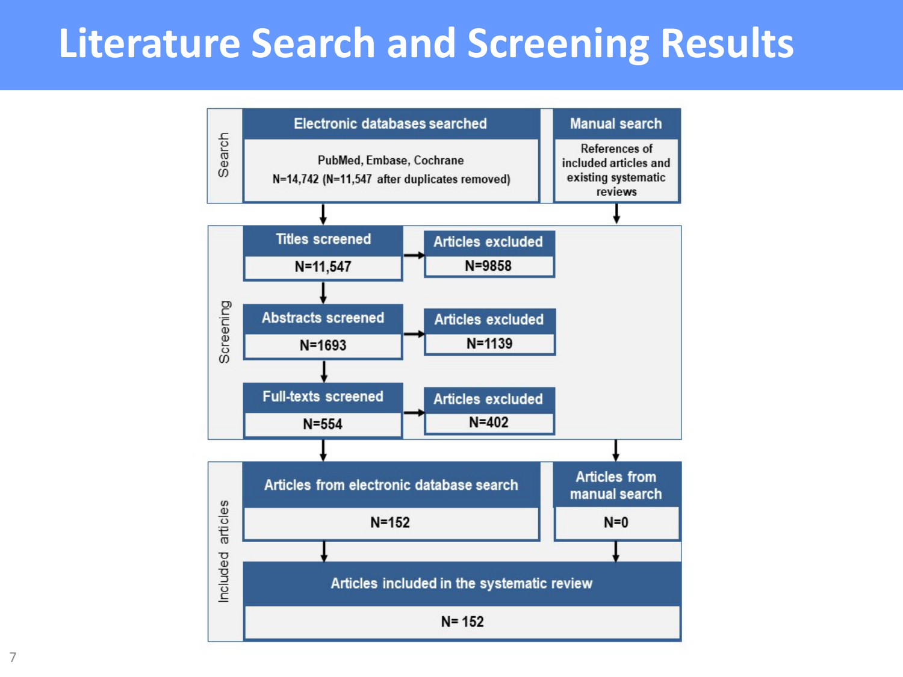# Literature Search and Screening Results

**Search**

- **Electronic databases searched**
  - PubMed, Embase, Cochrane
  - N=14,742 (N=11,547 after duplicates removed)
- **Manual search**
  - References of included articles and existing systematic reviews

**Screening**

- **Titles screened**: N=11,547 → **Articles excluded**: N=9858
- **Abstracts screened**: N=1693 → **Articles excluded**: N=1139
- **Full-texts screened**: N=554 → **Articles excluded**: N=402

**Included articles**

- **Articles from electronic database search**: N=152
- **Articles from manual search**: N=0
- **Articles included in the systematic review**: N= 152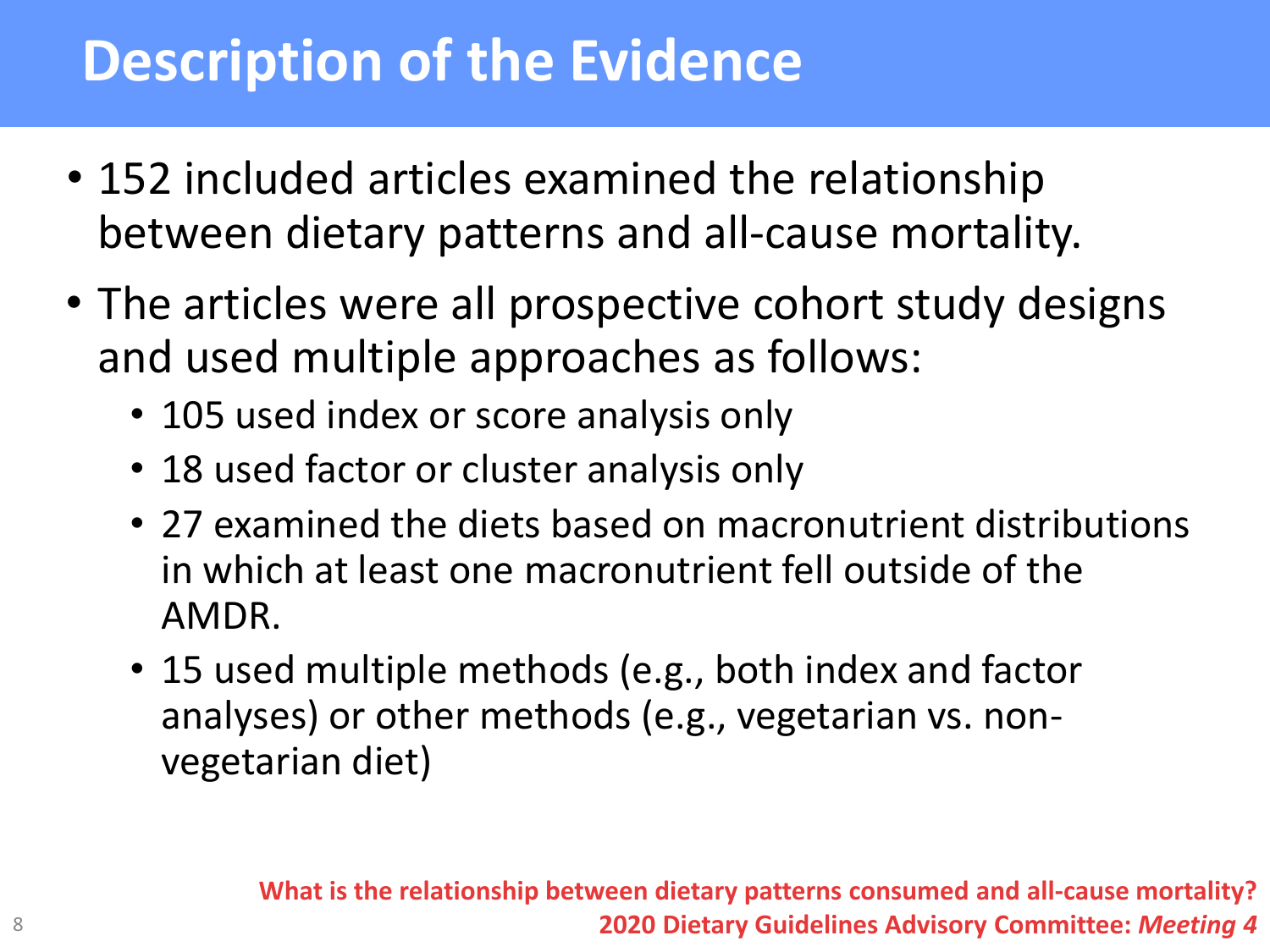# Description of the Evidence

- 152 included articles examined the relationship between dietary patterns and all-cause mortality.
- The articles were all prospective cohort study designs and used multiple approaches as follows:
  - 105 used index or score analysis only
  - 18 used factor or cluster analysis only
  - 27 examined the diets based on macronutrient distributions in which at least one macronutrient fell outside of the AMDR.
  - 15 used multiple methods (e.g., both index and factor analyses) or other methods (e.g., vegetarian vs. non-vegetarian diet)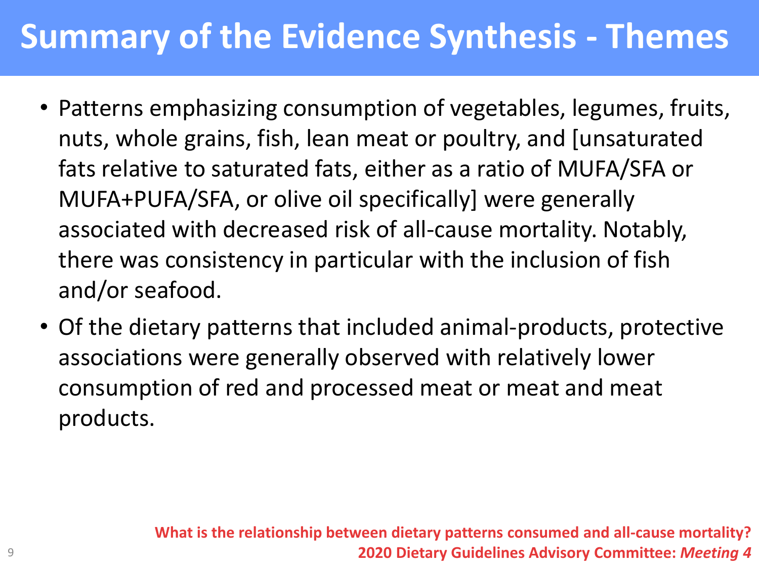# Summary of the Evidence Synthesis - Themes

- Patterns emphasizing consumption of vegetables, legumes, fruits, nuts, whole grains, fish, lean meat or poultry, and [unsaturated fats relative to saturated fats, either as a ratio of MUFA/SFA or MUFA+PUFA/SFA, or olive oil specifically] were generally associated with decreased risk of all-cause mortality. Notably, there was consistency in particular with the inclusion of fish and/or seafood.
- Of the dietary patterns that included animal-products, protective associations were generally observed with relatively lower consumption of red and processed meat or meat and meat products.

**What is the relationship between dietary patterns consumed and all-cause mortality?**
**2020 Dietary Guidelines Advisory Committee: *Meeting 4***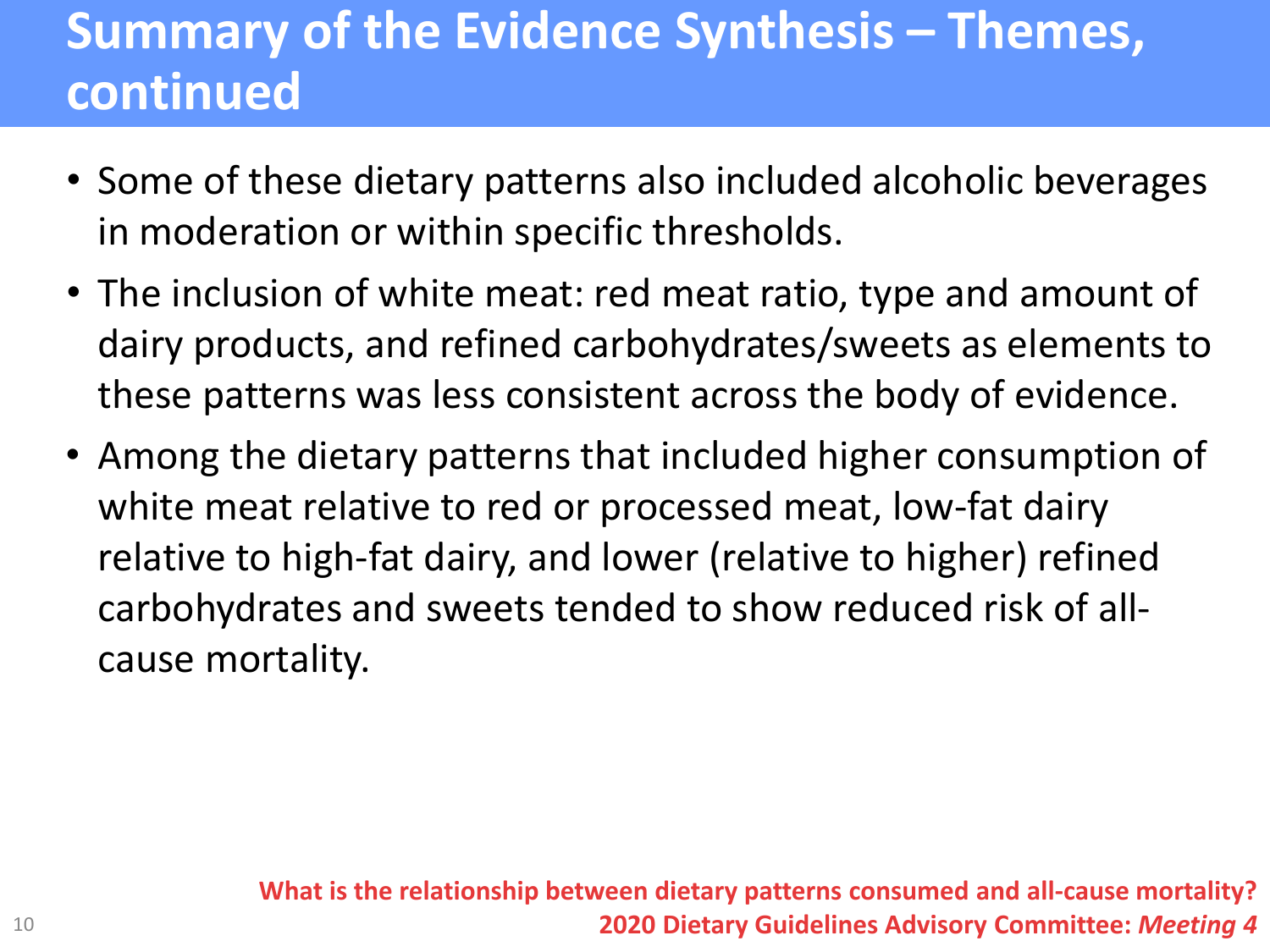# Summary of the Evidence Synthesis – Themes, continued

- Some of these dietary patterns also included alcoholic beverages in moderation or within specific thresholds.
- The inclusion of white meat: red meat ratio, type and amount of dairy products, and refined carbohydrates/sweets as elements to these patterns was less consistent across the body of evidence.
- Among the dietary patterns that included higher consumption of white meat relative to red or processed meat, low-fat dairy relative to high-fat dairy, and lower (relative to higher) refined carbohydrates and sweets tended to show reduced risk of all-cause mortality.

**What is the relationship between dietary patterns consumed and all-cause mortality?**
**2020 Dietary Guidelines Advisory Committee: *Meeting 4***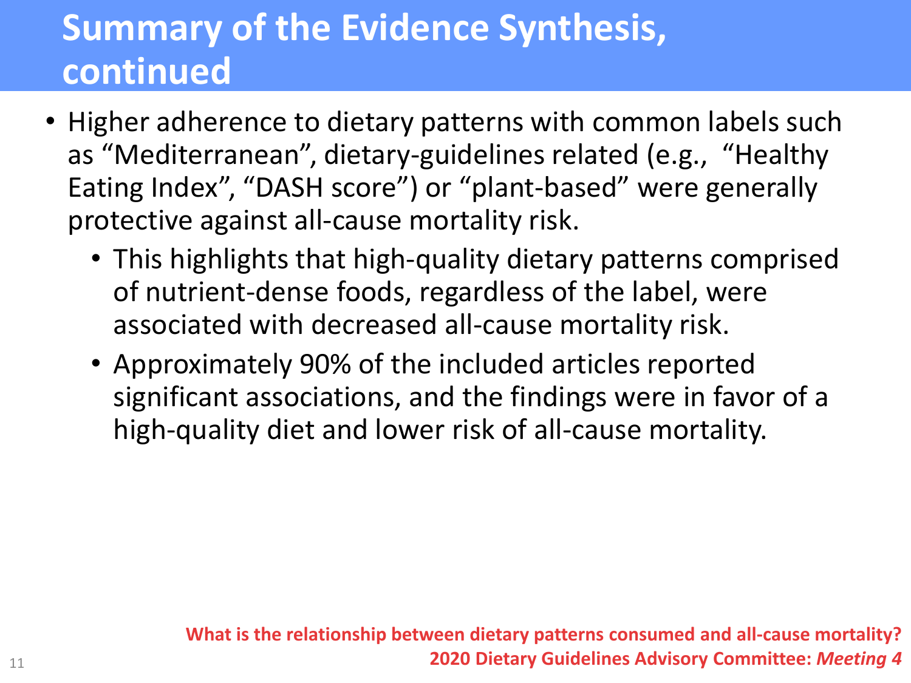# Summary of the Evidence Synthesis, continued

- Higher adherence to dietary patterns with common labels such as “Mediterranean”, dietary-guidelines related (e.g., “Healthy Eating Index”, “DASH score”) or “plant-based” were generally protective against all-cause mortality risk.
  - This highlights that high-quality dietary patterns comprised of nutrient-dense foods, regardless of the label, were associated with decreased all-cause mortality risk.
  - Approximately 90% of the included articles reported significant associations, and the findings were in favor of a high-quality diet and lower risk of all-cause mortality.

**What is the relationship between dietary patterns consumed and all-cause mortality?**
**2020 Dietary Guidelines Advisory Committee: *Meeting 4***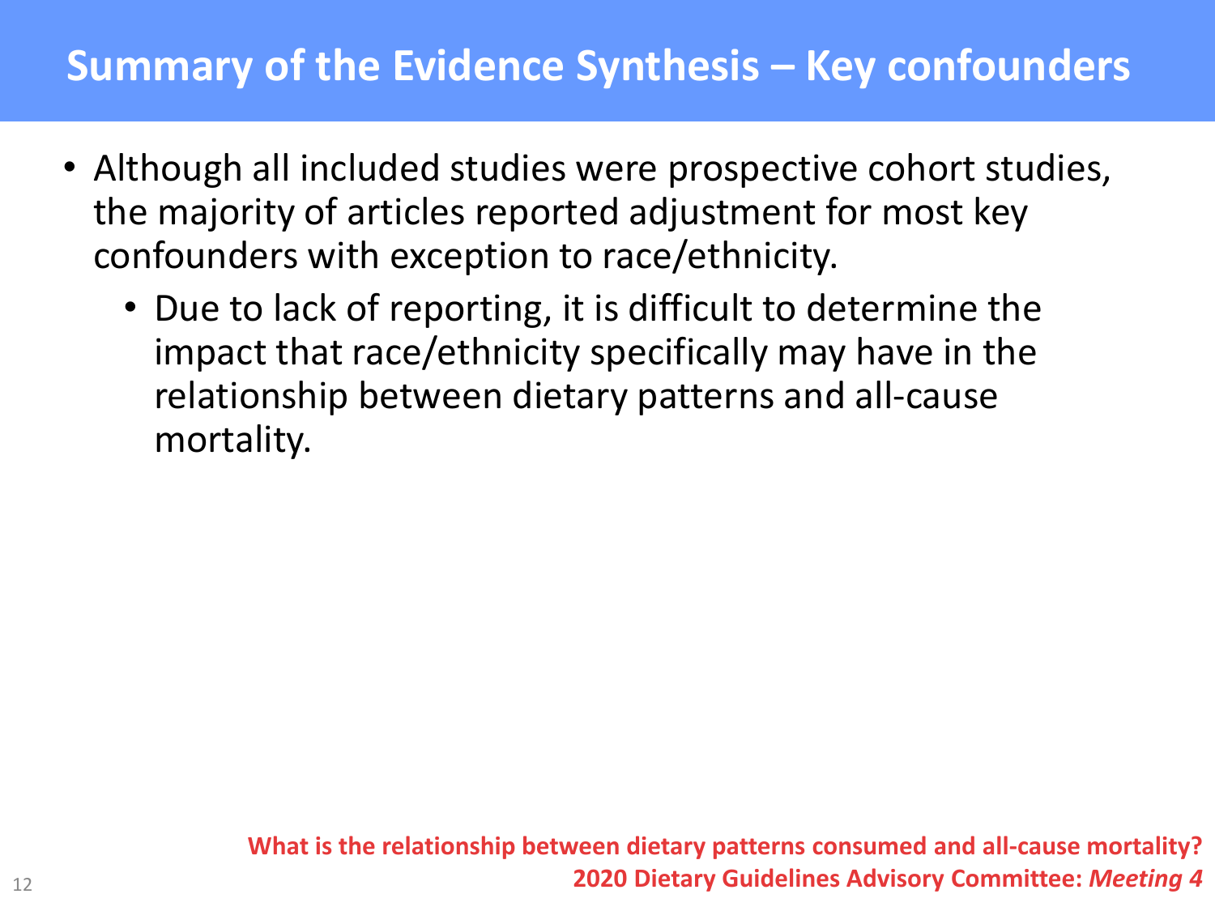# Summary of the Evidence Synthesis – Key confounders

- Although all included studies were prospective cohort studies, the majority of articles reported adjustment for most key confounders with exception to race/ethnicity.
  - Due to lack of reporting, it is difficult to determine the impact that race/ethnicity specifically may have in the relationship between dietary patterns and all-cause mortality.

**What is the relationship between dietary patterns consumed and all-cause mortality?**
**2020 Dietary Guidelines Advisory Committee: *Meeting 4***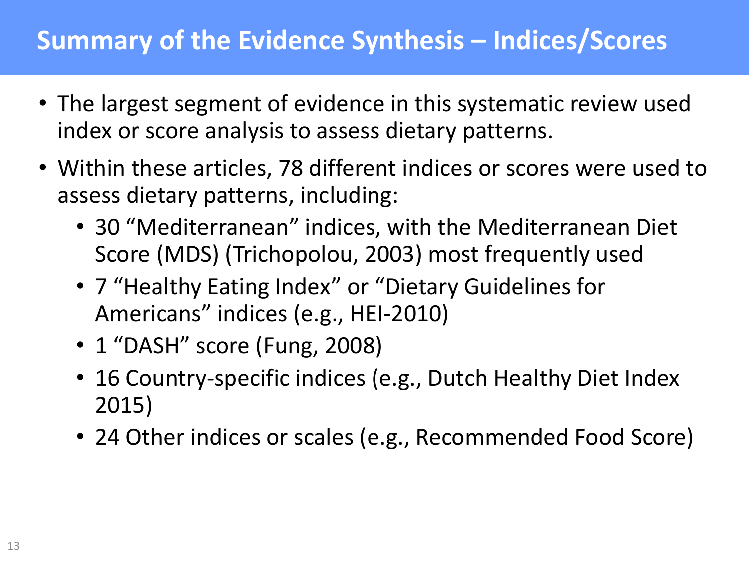# Summary of the Evidence Synthesis – Indices/Scores

- The largest segment of evidence in this systematic review used index or score analysis to assess dietary patterns.
- Within these articles, 78 different indices or scores were used to assess dietary patterns, including:
  - 30 “Mediterranean” indices, with the Mediterranean Diet Score (MDS) (Trichopolou, 2003) most frequently used
  - 7 “Healthy Eating Index” or “Dietary Guidelines for Americans” indices (e.g., HEI-2010)
  - 1 “DASH” score (Fung, 2008)
  - 16 Country-specific indices (e.g., Dutch Healthy Diet Index 2015)
  - 24 Other indices or scales (e.g., Recommended Food Score)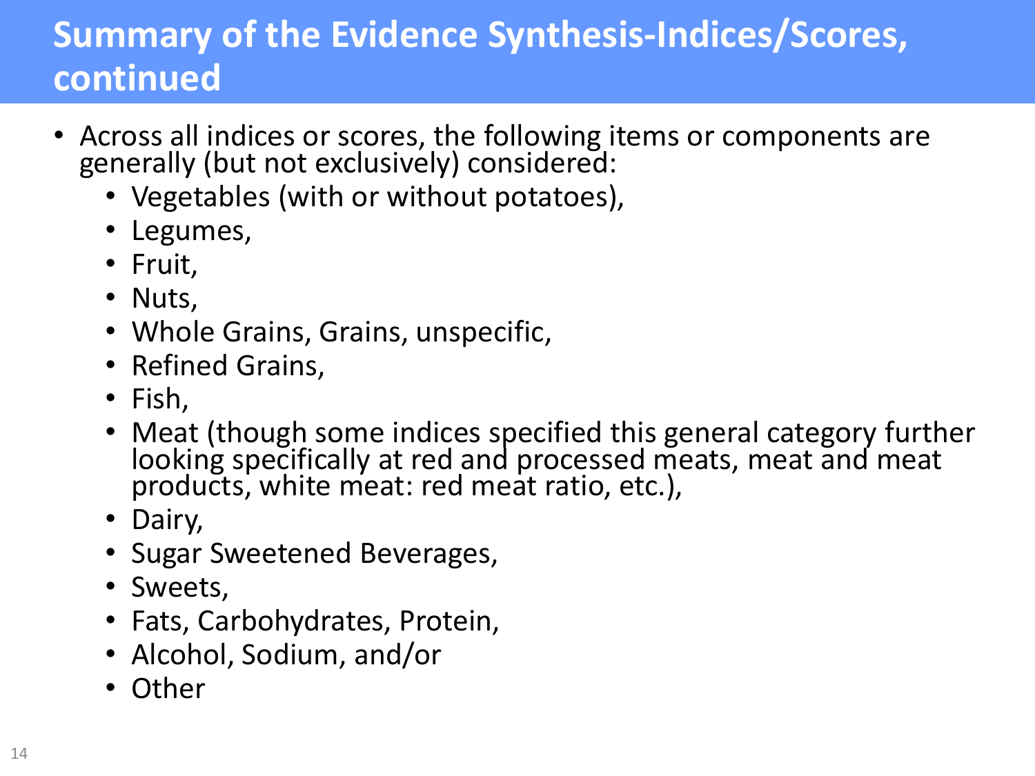# Summary of the Evidence Synthesis-Indices/Scores, continued

- Across all indices or scores, the following items or components are generally (but not exclusively) considered:
  - Vegetables (with or without potatoes),
  - Legumes,
  - Fruit,
  - Nuts,
  - Whole Grains, Grains, unspecific,
  - Refined Grains,
  - Fish,
  - Meat (though some indices specified this general category further looking specifically at red and processed meats, meat and meat products, white meat: red meat ratio, etc.),
  - Dairy,
  - Sugar Sweetened Beverages,
  - Sweets,
  - Fats, Carbohydrates, Protein,
  - Alcohol, Sodium, and/or
  - Other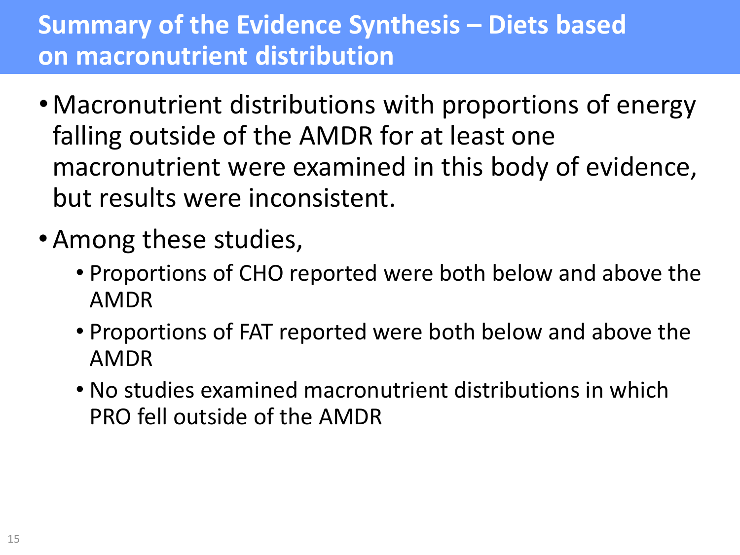# Summary of the Evidence Synthesis – Diets based on macronutrient distribution

- Macronutrient distributions with proportions of energy falling outside of the AMDR for at least one macronutrient were examined in this body of evidence, but results were inconsistent.
- Among these studies,
  - Proportions of CHO reported were both below and above the AMDR
  - Proportions of FAT reported were both below and above the AMDR
  - No studies examined macronutrient distributions in which PRO fell outside of the AMDR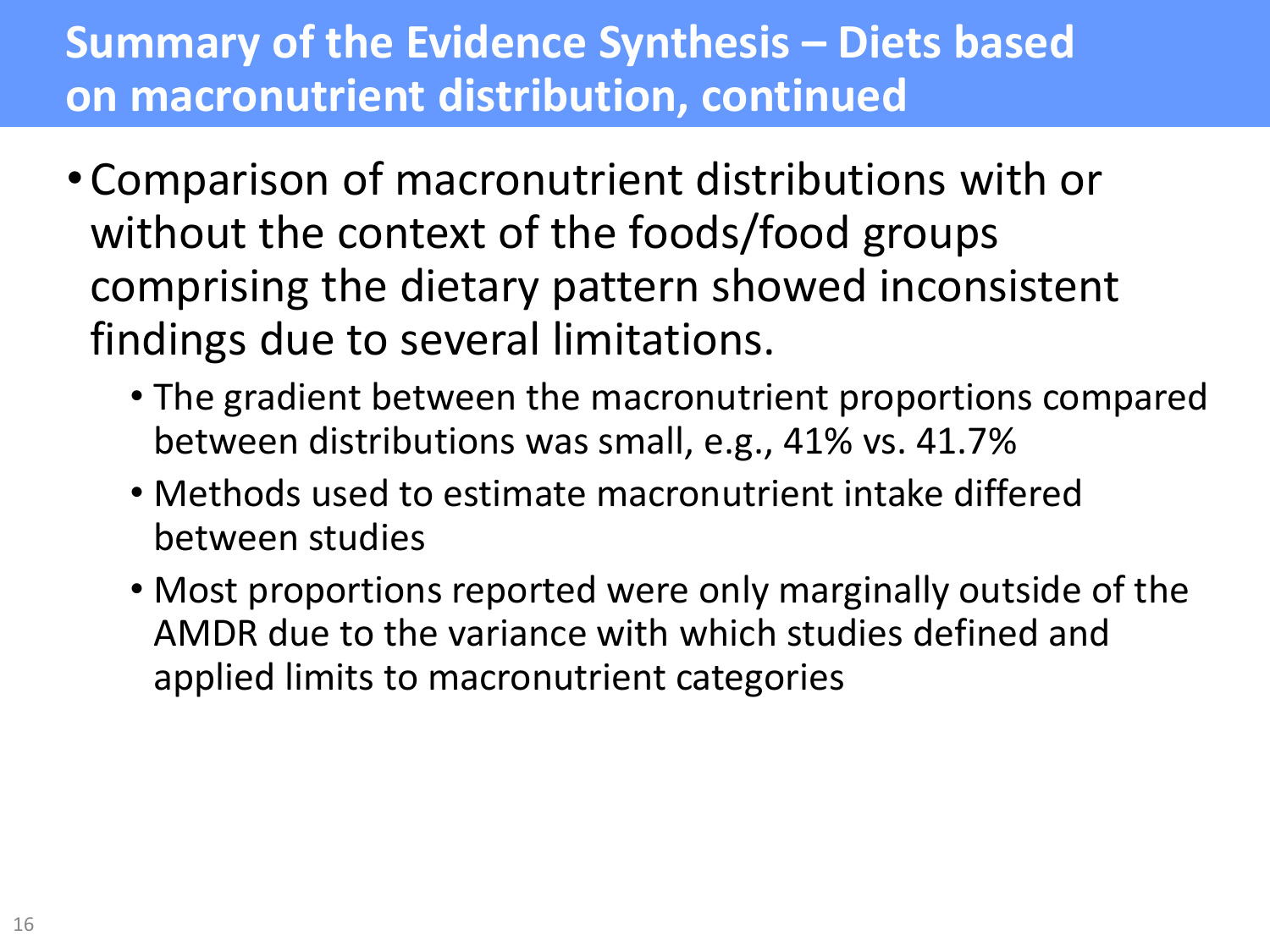# Summary of the Evidence Synthesis – Diets based on macronutrient distribution, continued

- Comparison of macronutrient distributions with or without the context of the foods/food groups comprising the dietary pattern showed inconsistent findings due to several limitations.
  - The gradient between the macronutrient proportions compared between distributions was small, e.g., 41% vs. 41.7%
  - Methods used to estimate macronutrient intake differed between studies
  - Most proportions reported were only marginally outside of the AMDR due to the variance with which studies defined and applied limits to macronutrient categories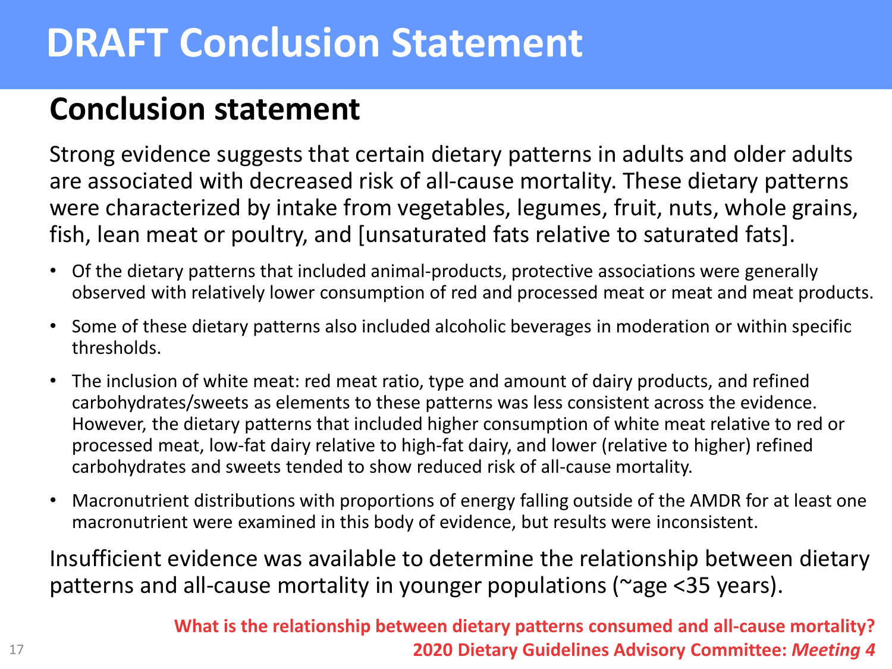# DRAFT Conclusion Statement

## Conclusion statement

Strong evidence suggests that certain dietary patterns in adults and older adults are associated with decreased risk of all-cause mortality. These dietary patterns were characterized by intake from vegetables, legumes, fruit, nuts, whole grains, fish, lean meat or poultry, and [unsaturated fats relative to saturated fats].

- Of the dietary patterns that included animal-products, protective associations were generally observed with relatively lower consumption of red and processed meat or meat and meat products.
- Some of these dietary patterns also included alcoholic beverages in moderation or within specific thresholds.
- The inclusion of white meat: red meat ratio, type and amount of dairy products, and refined carbohydrates/sweets as elements to these patterns was less consistent across the evidence. However, the dietary patterns that included higher consumption of white meat relative to red or processed meat, low-fat dairy relative to high-fat dairy, and lower (relative to higher) refined carbohydrates and sweets tended to show reduced risk of all-cause mortality.
- Macronutrient distributions with proportions of energy falling outside of the AMDR for at least one macronutrient were examined in this body of evidence, but results were inconsistent.

Insufficient evidence was available to determine the relationship between dietary patterns and all-cause mortality in younger populations (~age <35 years).

**What is the relationship between dietary patterns consumed and all-cause mortality?**

**2020 Dietary Guidelines Advisory Committee: *Meeting 4***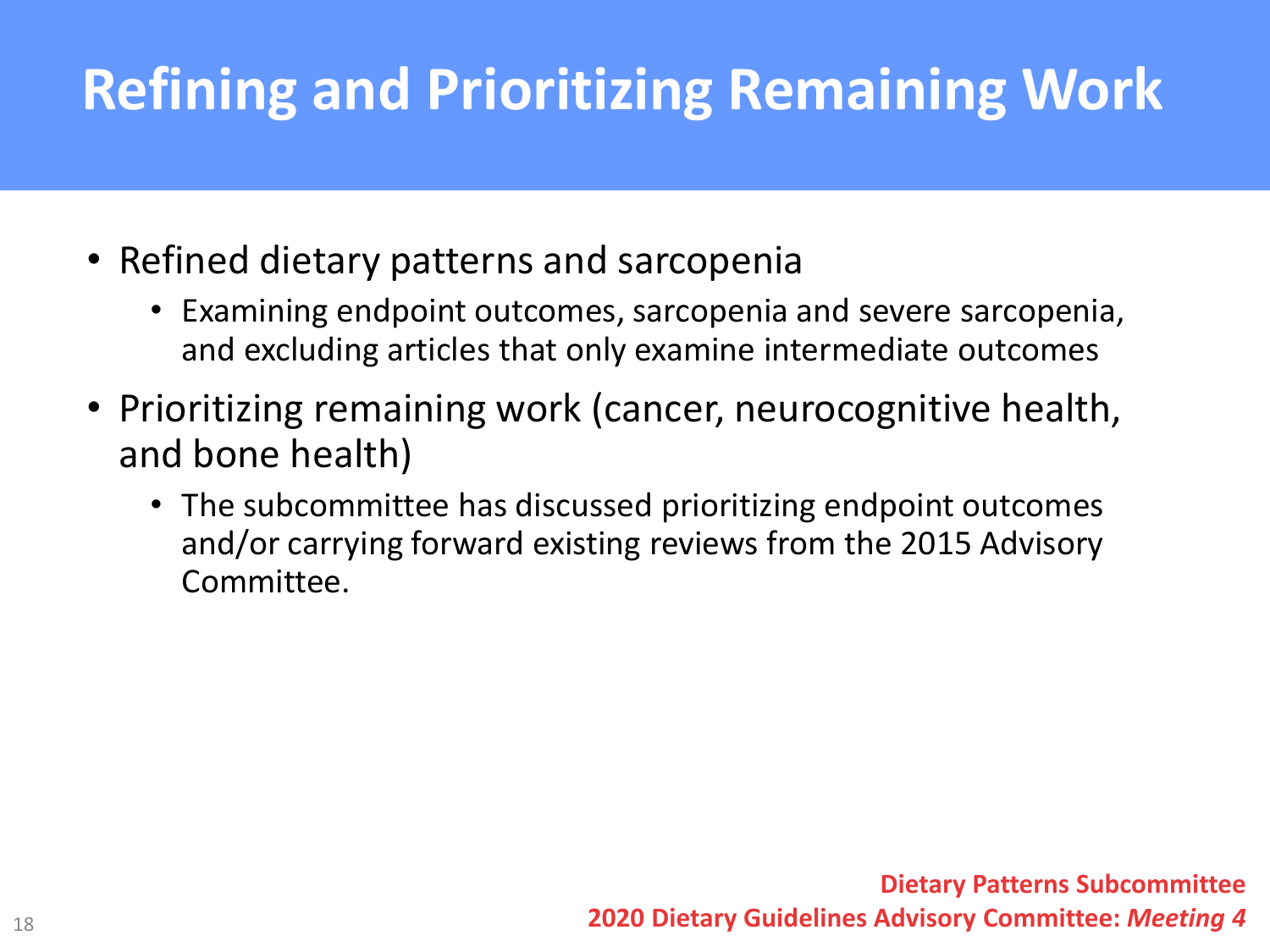# Refining and Prioritizing Remaining Work

- Refined dietary patterns and sarcopenia
  - Examining endpoint outcomes, sarcopenia and severe sarcopenia, and excluding articles that only examine intermediate outcomes
- Prioritizing remaining work (cancer, neurocognitive health, and bone health)
  - The subcommittee has discussed prioritizing endpoint outcomes and/or carrying forward existing reviews from the 2015 Advisory Committee.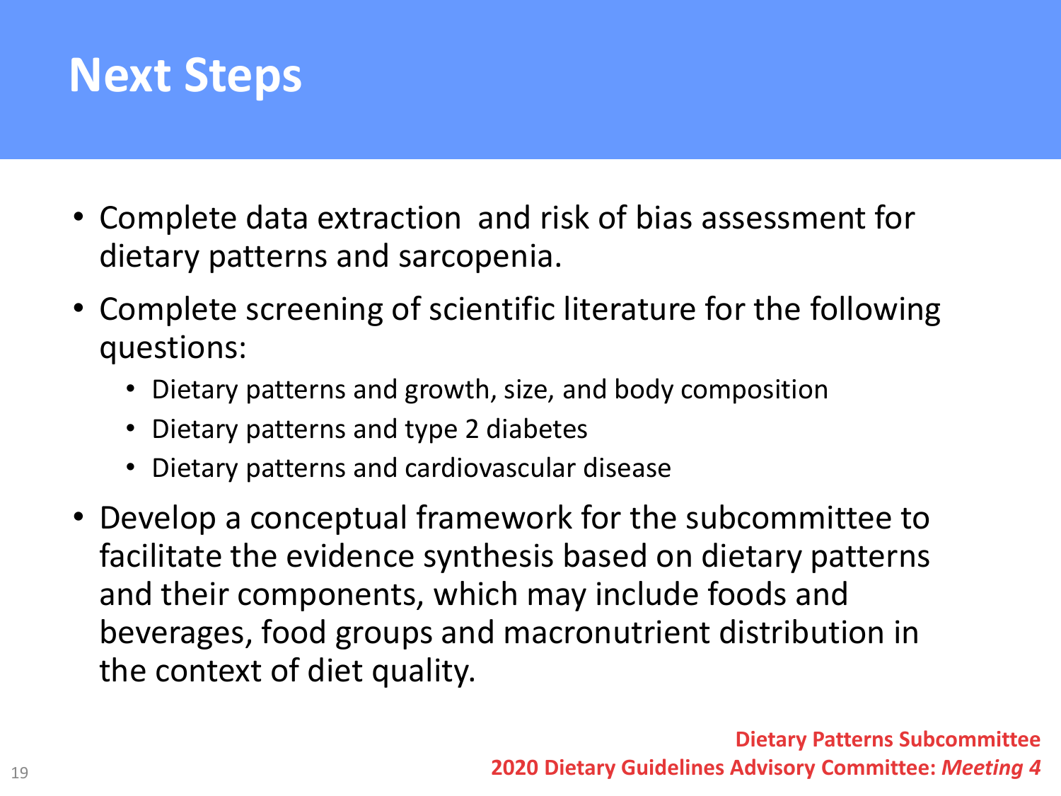# Next Steps

- Complete data extraction and risk of bias assessment for dietary patterns and sarcopenia.
- Complete screening of scientific literature for the following questions:
  - Dietary patterns and growth, size, and body composition
  - Dietary patterns and type 2 diabetes
  - Dietary patterns and cardiovascular disease
- Develop a conceptual framework for the subcommittee to facilitate the evidence synthesis based on dietary patterns and their components, which may include foods and beverages, food groups and macronutrient distribution in the context of diet quality.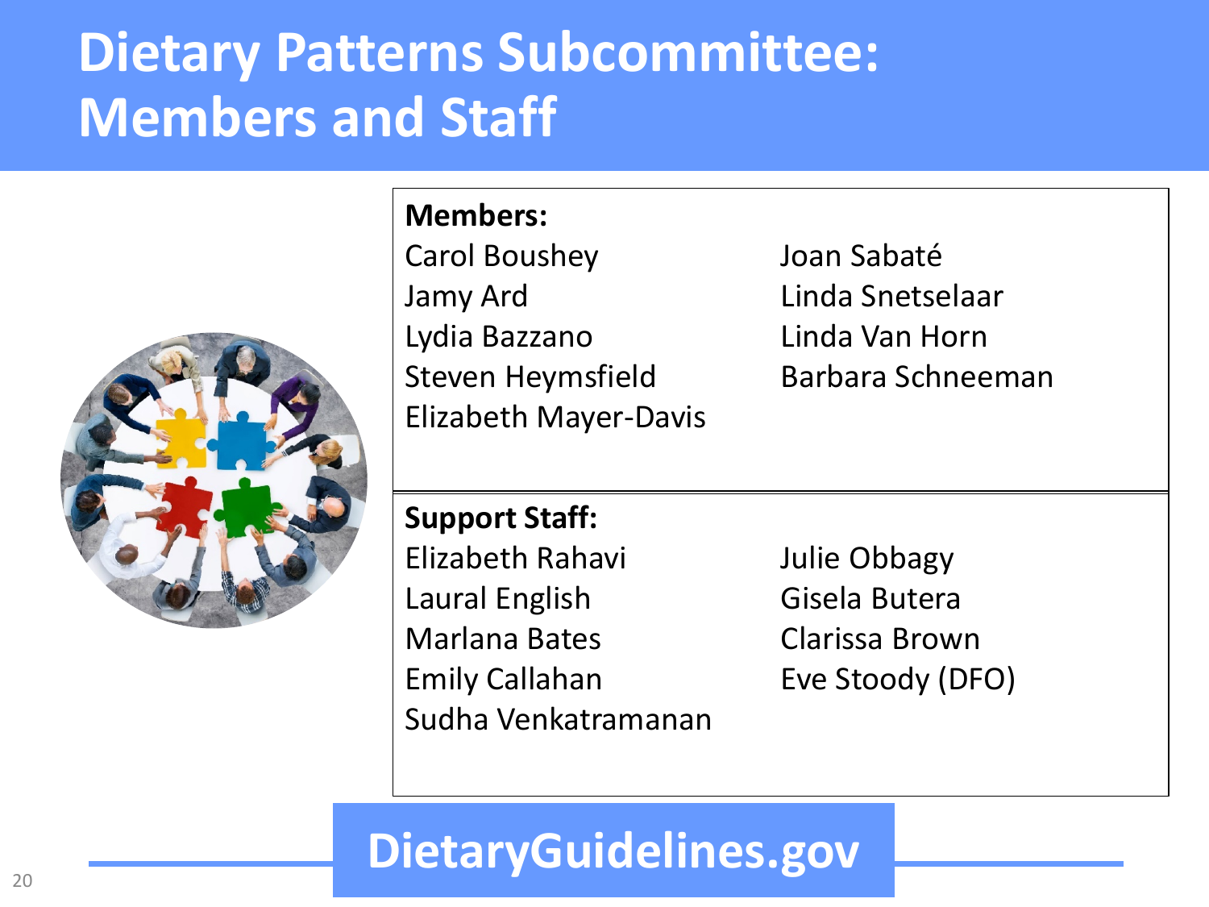# Dietary Patterns Subcommittee: Members and Staff

**Members:**

Carol Boushey
Jamy Ard
Lydia Bazzano
Steven Heymsfield
Elizabeth Mayer-Davis
Joan Sabaté
Linda Snetselaar
Linda Van Horn
Barbara Schneeman

**Support Staff:**

Elizabeth Rahavi
Laural English
Marlana Bates
Emily Callahan
Sudha Venkatramanan
Julie Obbagy
Gisela Butera
Clarissa Brown
Eve Stoody (DFO)

DietaryGuidelines.gov